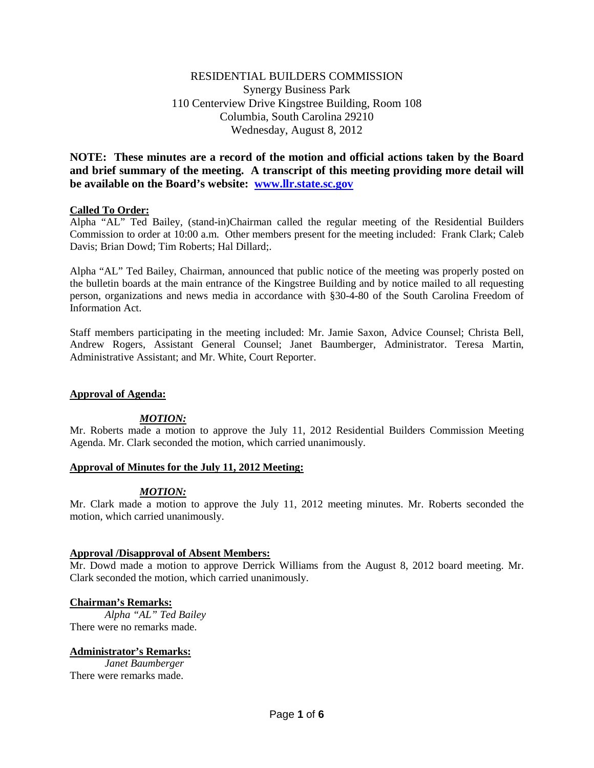RESIDENTIAL BUILDERS COMMISSION
Synergy Business Park
110 Centerview Drive Kingstree Building, Room 108
Columbia, South Carolina 29210
Wednesday, August 8, 2012

**NOTE: These minutes are a record of the motion and official actions taken by the Board and brief summary of the meeting. A transcript of this meeting providing more detail will be available on the Board's website: [www.llr.state.sc.gov](http://www.llr.state.sc.gov)**

**Called To Order:**
Alpha "AL" Ted Bailey, (stand-in)Chairman called the regular meeting of the Residential Builders Commission to order at 10:00 a.m. Other members present for the meeting included: Frank Clark; Caleb Davis; Brian Dowd; Tim Roberts; Hal Dillard;.

Alpha "AL" Ted Bailey, Chairman, announced that public notice of the meeting was properly posted on the bulletin boards at the main entrance of the Kingstree Building and by notice mailed to all requesting person, organizations and news media in accordance with §30-4-80 of the South Carolina Freedom of Information Act.

Staff members participating in the meeting included: Mr. Jamie Saxon, Advice Counsel; Christa Bell, Andrew Rogers, Assistant General Counsel; Janet Baumberger, Administrator. Teresa Martin, Administrative Assistant; and Mr. White, Court Reporter.

**Approval of Agenda:**

***MOTION:***
Mr. Roberts made a motion to approve the July 11, 2012 Residential Builders Commission Meeting Agenda. Mr. Clark seconded the motion, which carried unanimously.

**Approval of Minutes for the July 11, 2012 Meeting:**

***MOTION:***
Mr. Clark made a motion to approve the July 11, 2012 meeting minutes. Mr. Roberts seconded the motion, which carried unanimously.

**Approval /Disapproval of Absent Members:**
Mr. Dowd made a motion to approve Derrick Williams from the August 8, 2012 board meeting. Mr. Clark seconded the motion, which carried unanimously.

**Chairman's Remarks:**
*Alpha "AL" Ted Bailey*
There were no remarks made.

**Administrator's Remarks:**
*Janet Baumberger*
There were remarks made.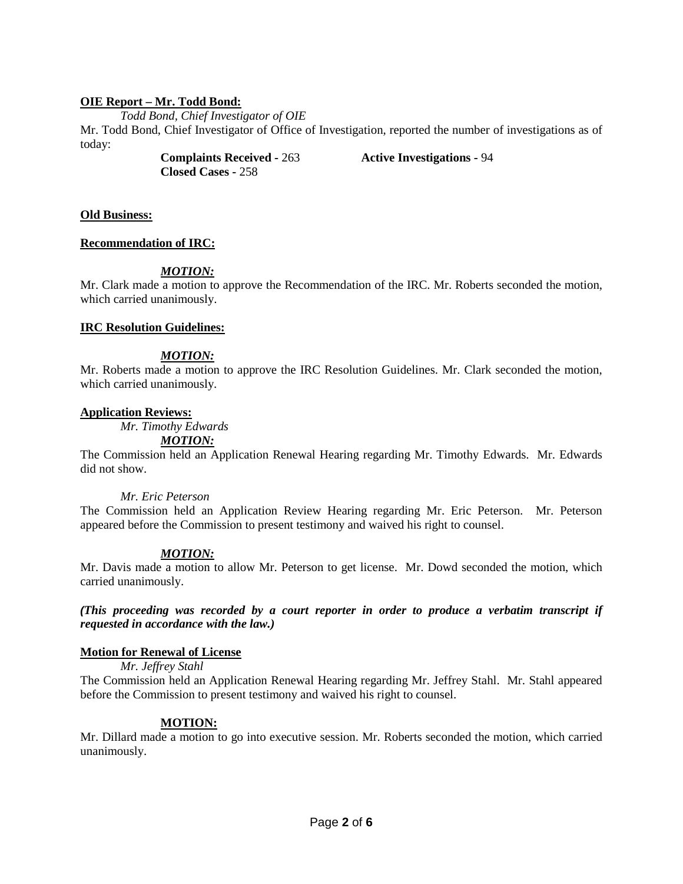**OIE Report – Mr. Todd Bond:**

*Todd Bond, Chief Investigator of OIE*

Mr. Todd Bond, Chief Investigator of Office of Investigation, reported the number of investigations as of today:

**Complaints Received -** 263 **Active Investigations -** 94

**Closed Cases -** 258

**Old Business:**

**Recommendation of IRC:**

***MOTION:***

Mr. Clark made a motion to approve the Recommendation of the IRC. Mr. Roberts seconded the motion, which carried unanimously.

**IRC Resolution Guidelines:**

***MOTION:***

Mr. Roberts made a motion to approve the IRC Resolution Guidelines. Mr. Clark seconded the motion, which carried unanimously.

**Application Reviews:**

*Mr. Timothy Edwards*

***MOTION:***

The Commission held an Application Renewal Hearing regarding Mr. Timothy Edwards. Mr. Edwards did not show.

*Mr. Eric Peterson*

The Commission held an Application Review Hearing regarding Mr. Eric Peterson. Mr. Peterson appeared before the Commission to present testimony and waived his right to counsel.

***MOTION:***

Mr. Davis made a motion to allow Mr. Peterson to get license. Mr. Dowd seconded the motion, which carried unanimously.

***(This proceeding was recorded by a court reporter in order to produce a verbatim transcript if requested in accordance with the law.)***

**Motion for Renewal of License**

*Mr. Jeffrey Stahl*

The Commission held an Application Renewal Hearing regarding Mr. Jeffrey Stahl. Mr. Stahl appeared before the Commission to present testimony and waived his right to counsel.

**MOTION:**

Mr. Dillard made a motion to go into executive session. Mr. Roberts seconded the motion, which carried unanimously.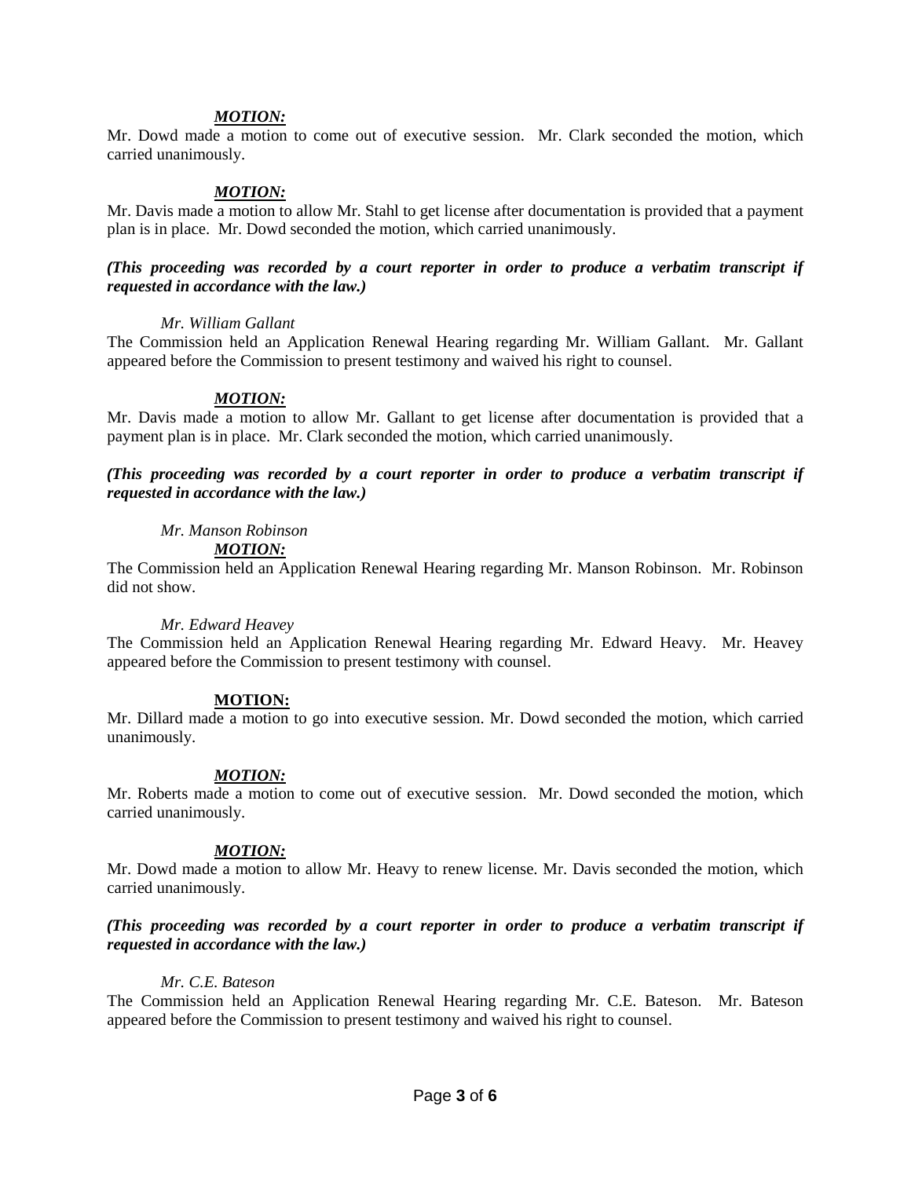***MOTION:***

Mr. Dowd made a motion to come out of executive session. Mr. Clark seconded the motion, which carried unanimously.

***MOTION:***

Mr. Davis made a motion to allow Mr. Stahl to get license after documentation is provided that a payment plan is in place. Mr. Dowd seconded the motion, which carried unanimously.

***(This proceeding was recorded by a court reporter in order to produce a verbatim transcript if requested in accordance with the law.)***

*Mr. William Gallant*

The Commission held an Application Renewal Hearing regarding Mr. William Gallant. Mr. Gallant appeared before the Commission to present testimony and waived his right to counsel.

***MOTION:***

Mr. Davis made a motion to allow Mr. Gallant to get license after documentation is provided that a payment plan is in place. Mr. Clark seconded the motion, which carried unanimously.

***(This proceeding was recorded by a court reporter in order to produce a verbatim transcript if requested in accordance with the law.)***

*Mr. Manson Robinson*

***MOTION:***

The Commission held an Application Renewal Hearing regarding Mr. Manson Robinson. Mr. Robinson did not show.

*Mr. Edward Heavey*

The Commission held an Application Renewal Hearing regarding Mr. Edward Heavy. Mr. Heavey appeared before the Commission to present testimony with counsel.

**MOTION:**

Mr. Dillard made a motion to go into executive session. Mr. Dowd seconded the motion, which carried unanimously.

***MOTION:***

Mr. Roberts made a motion to come out of executive session. Mr. Dowd seconded the motion, which carried unanimously.

***MOTION:***

Mr. Dowd made a motion to allow Mr. Heavy to renew license. Mr. Davis seconded the motion, which carried unanimously.

***(This proceeding was recorded by a court reporter in order to produce a verbatim transcript if requested in accordance with the law.)***

*Mr. C.E. Bateson*

The Commission held an Application Renewal Hearing regarding Mr. C.E. Bateson. Mr. Bateson appeared before the Commission to present testimony and waived his right to counsel.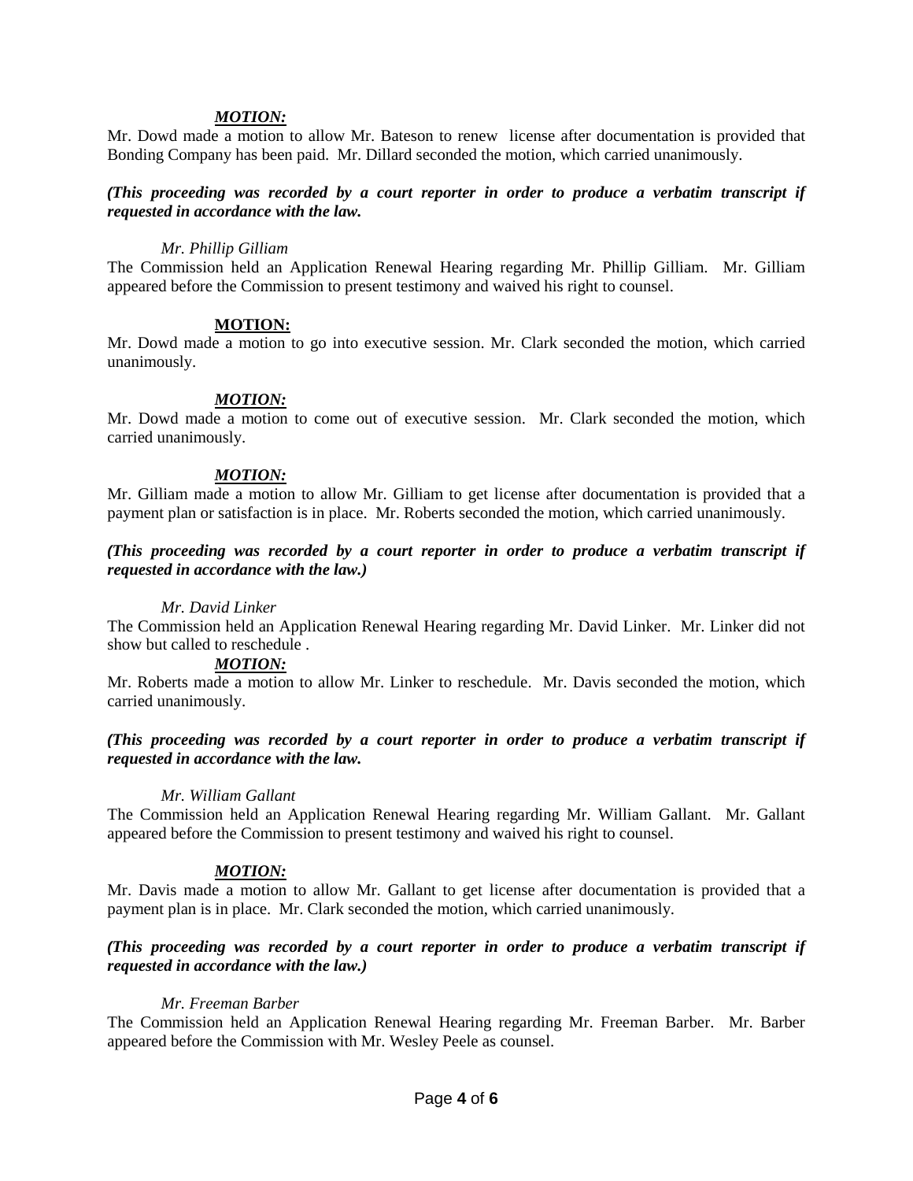***MOTION:***

Mr. Dowd made a motion to allow Mr. Bateson to renew license after documentation is provided that Bonding Company has been paid. Mr. Dillard seconded the motion, which carried unanimously.

***(This proceeding was recorded by a court reporter in order to produce a verbatim transcript if requested in accordance with the law.***

*Mr. Phillip Gilliam*

The Commission held an Application Renewal Hearing regarding Mr. Phillip Gilliam. Mr. Gilliam appeared before the Commission to present testimony and waived his right to counsel.

**MOTION:**

Mr. Dowd made a motion to go into executive session. Mr. Clark seconded the motion, which carried unanimously.

***MOTION:***

Mr. Dowd made a motion to come out of executive session. Mr. Clark seconded the motion, which carried unanimously.

***MOTION:***

Mr. Gilliam made a motion to allow Mr. Gilliam to get license after documentation is provided that a payment plan or satisfaction is in place. Mr. Roberts seconded the motion, which carried unanimously.

***(This proceeding was recorded by a court reporter in order to produce a verbatim transcript if requested in accordance with the law.)***

*Mr. David Linker*

The Commission held an Application Renewal Hearing regarding Mr. David Linker. Mr. Linker did not show but called to reschedule .

***MOTION:***

Mr. Roberts made a motion to allow Mr. Linker to reschedule. Mr. Davis seconded the motion, which carried unanimously.

***(This proceeding was recorded by a court reporter in order to produce a verbatim transcript if requested in accordance with the law.***

*Mr. William Gallant*

The Commission held an Application Renewal Hearing regarding Mr. William Gallant. Mr. Gallant appeared before the Commission to present testimony and waived his right to counsel.

***MOTION:***

Mr. Davis made a motion to allow Mr. Gallant to get license after documentation is provided that a payment plan is in place. Mr. Clark seconded the motion, which carried unanimously.

***(This proceeding was recorded by a court reporter in order to produce a verbatim transcript if requested in accordance with the law.)***

*Mr. Freeman Barber*

The Commission held an Application Renewal Hearing regarding Mr. Freeman Barber. Mr. Barber appeared before the Commission with Mr. Wesley Peele as counsel.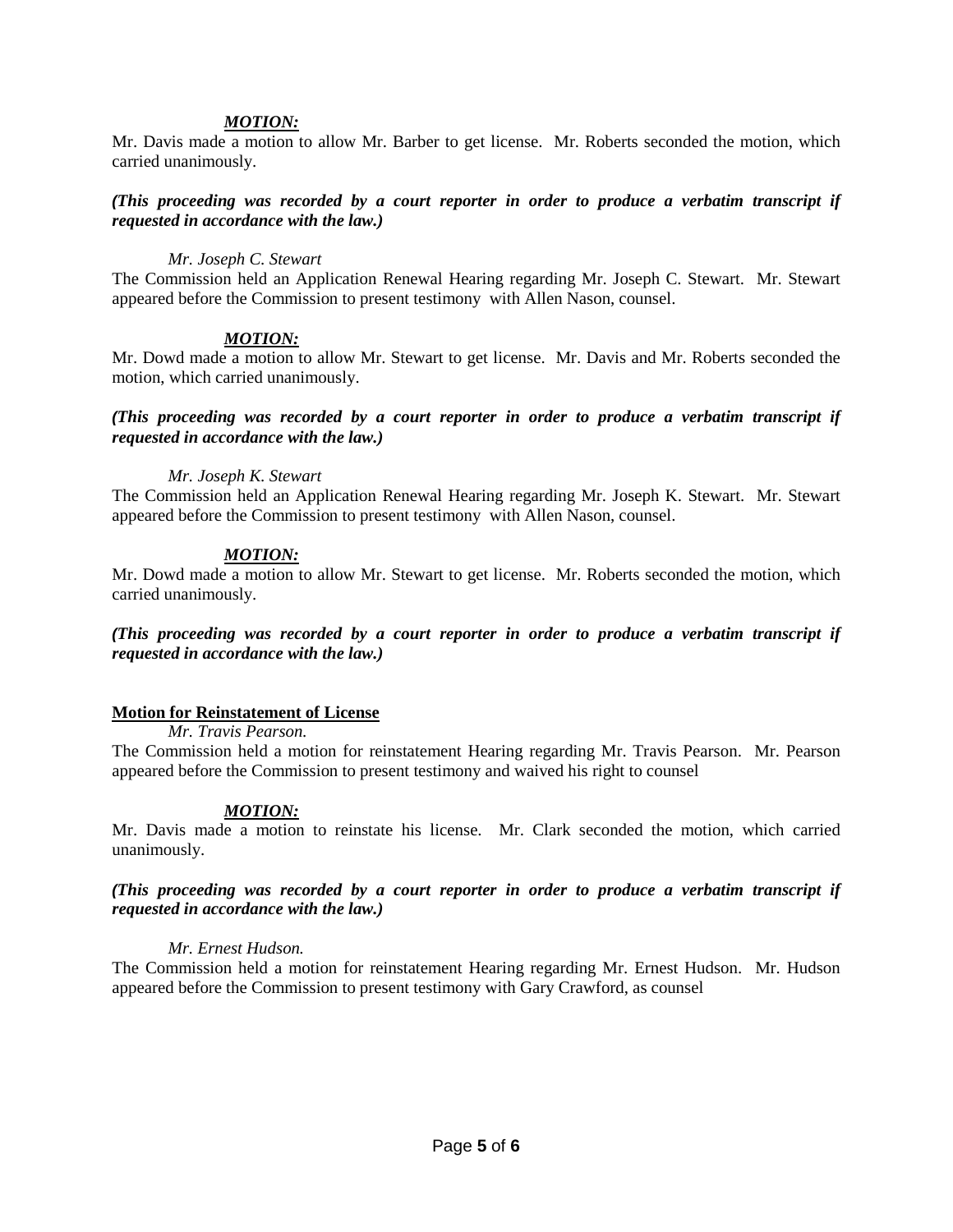***MOTION:***

Mr. Davis made a motion to allow Mr. Barber to get license. Mr. Roberts seconded the motion, which carried unanimously.

***(This proceeding was recorded by a court reporter in order to produce a verbatim transcript if requested in accordance with the law.)***

*Mr. Joseph C. Stewart*

The Commission held an Application Renewal Hearing regarding Mr. Joseph C. Stewart. Mr. Stewart appeared before the Commission to present testimony with Allen Nason, counsel.

***MOTION:***

Mr. Dowd made a motion to allow Mr. Stewart to get license. Mr. Davis and Mr. Roberts seconded the motion, which carried unanimously.

***(This proceeding was recorded by a court reporter in order to produce a verbatim transcript if requested in accordance with the law.)***

*Mr. Joseph K. Stewart*

The Commission held an Application Renewal Hearing regarding Mr. Joseph K. Stewart. Mr. Stewart appeared before the Commission to present testimony with Allen Nason, counsel.

***MOTION:***

Mr. Dowd made a motion to allow Mr. Stewart to get license. Mr. Roberts seconded the motion, which carried unanimously.

***(This proceeding was recorded by a court reporter in order to produce a verbatim transcript if requested in accordance with the law.)***

**Motion for Reinstatement of License**

*Mr. Travis Pearson.*

The Commission held a motion for reinstatement Hearing regarding Mr. Travis Pearson. Mr. Pearson appeared before the Commission to present testimony and waived his right to counsel

***MOTION:***

Mr. Davis made a motion to reinstate his license. Mr. Clark seconded the motion, which carried unanimously.

***(This proceeding was recorded by a court reporter in order to produce a verbatim transcript if requested in accordance with the law.)***

*Mr. Ernest Hudson.*

The Commission held a motion for reinstatement Hearing regarding Mr. Ernest Hudson. Mr. Hudson appeared before the Commission to present testimony with Gary Crawford, as counsel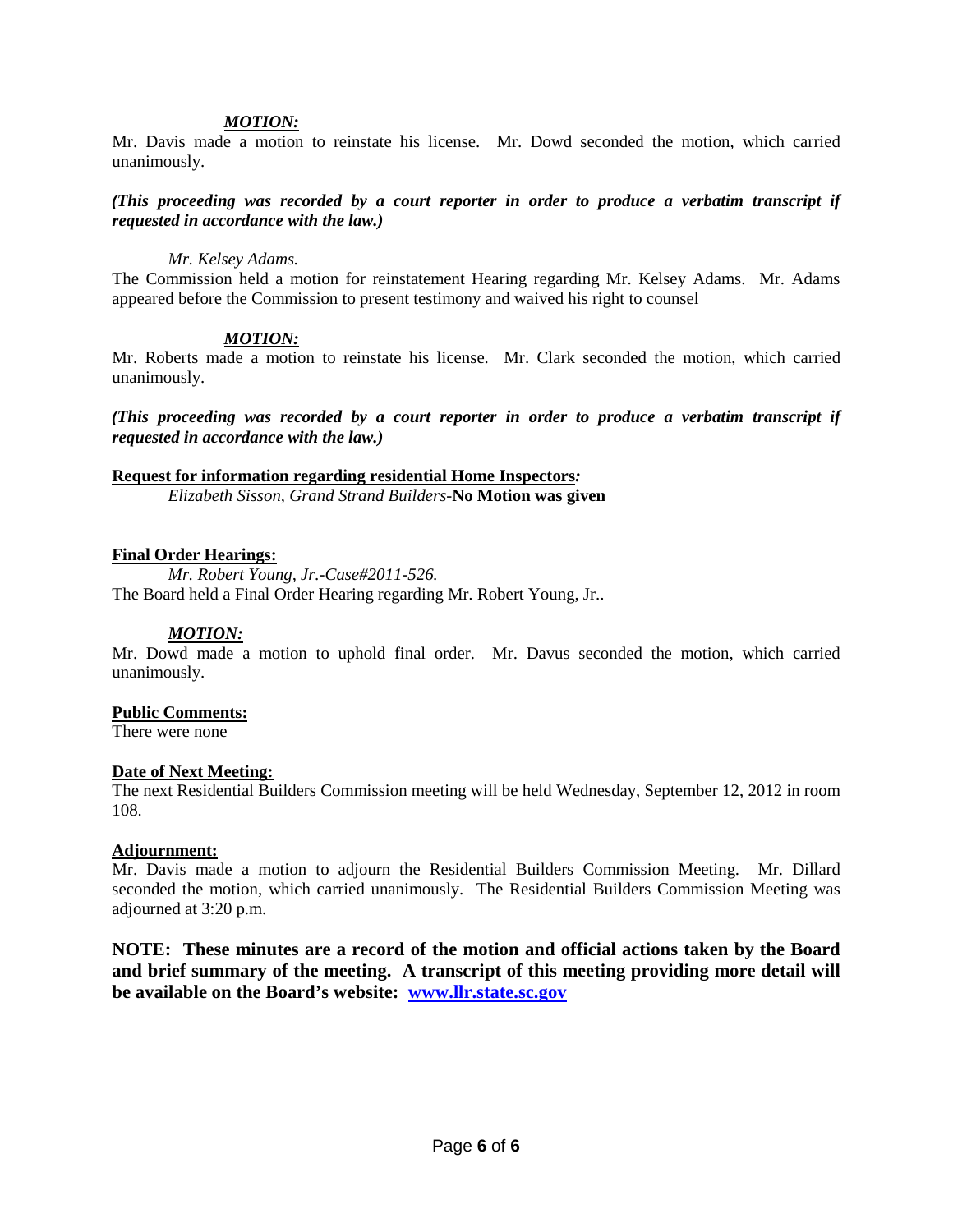***MOTION:***

Mr. Davis made a motion to reinstate his license. Mr. Dowd seconded the motion, which carried unanimously.

***(This proceeding was recorded by a court reporter in order to produce a verbatim transcript if requested in accordance with the law.)***

*Mr. Kelsey Adams.*

The Commission held a motion for reinstatement Hearing regarding Mr. Kelsey Adams. Mr. Adams appeared before the Commission to present testimony and waived his right to counsel

***MOTION:***

Mr. Roberts made a motion to reinstate his license. Mr. Clark seconded the motion, which carried unanimously.

***(This proceeding was recorded by a court reporter in order to produce a verbatim transcript if requested in accordance with the law.)***

**Request for information regarding residential Home Inspectors*:***

*Elizabeth Sisson, Grand Strand Builders*-**No Motion was given**

**Final Order Hearings:**

*Mr. Robert Young, Jr.-Case#2011-526.*

The Board held a Final Order Hearing regarding Mr. Robert Young, Jr..

***MOTION:***

Mr. Dowd made a motion to uphold final order. Mr. Davus seconded the motion, which carried unanimously.

**Public Comments:**

There were none

**Date of Next Meeting:**

The next Residential Builders Commission meeting will be held Wednesday, September 12, 2012 in room 108.

**Adjournment:**

Mr. Davis made a motion to adjourn the Residential Builders Commission Meeting. Mr. Dillard seconded the motion, which carried unanimously. The Residential Builders Commission Meeting was adjourned at 3:20 p.m.

**NOTE: These minutes are a record of the motion and official actions taken by the Board and brief summary of the meeting. A transcript of this meeting providing more detail will be available on the Board's website: [www.llr.state.sc.gov](http://www.llr.state.sc.gov)**